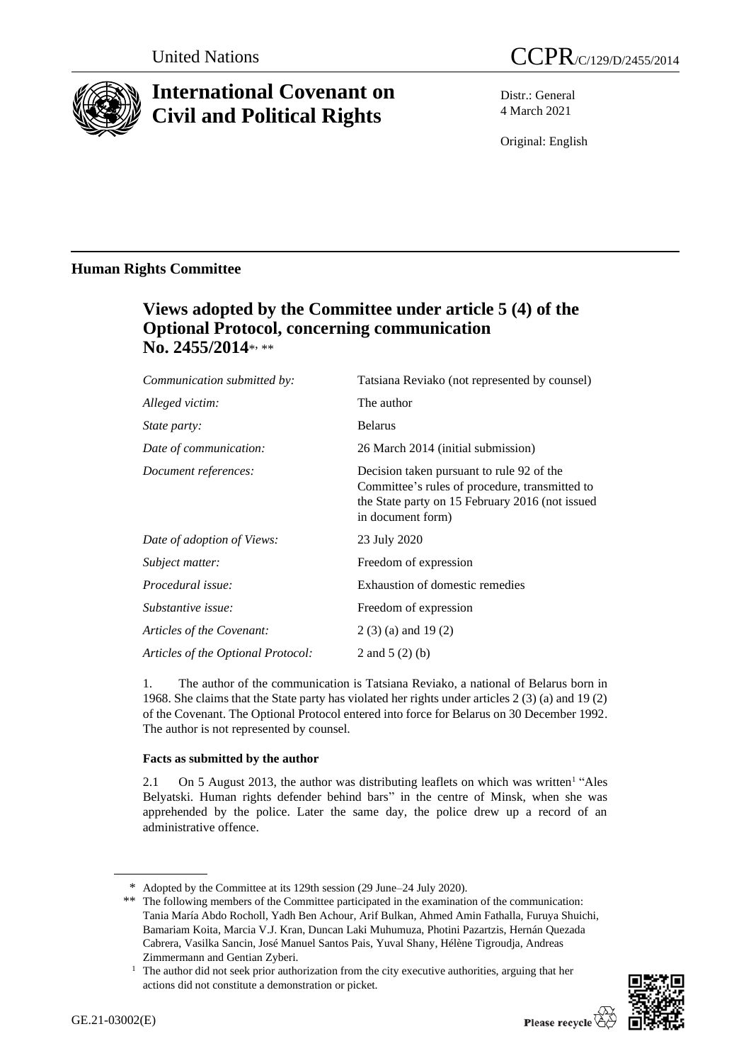United Nations CCPR/C/129/D/2455/2014

# International Covenant on Civil and Political Rights

Distr.: General
4 March 2021

Original: English

## Human Rights Committee

### Views adopted by the Committee under article 5 (4) of the Optional Protocol, concerning communication No. 2455/2014*, **

| | |
|---|---|
| *Communication submitted by:* | Tatsiana Reviako (not represented by counsel) |
| *Alleged victim:* | The author |
| *State party:* | Belarus |
| *Date of communication:* | 26 March 2014 (initial submission) |
| *Document references:* | Decision taken pursuant to rule 92 of the Committee's rules of procedure, transmitted to the State party on 15 February 2016 (not issued in document form) |
| *Date of adoption of Views:* | 23 July 2020 |
| *Subject matter:* | Freedom of expression |
| *Procedural issue:* | Exhaustion of domestic remedies |
| *Substantive issue:* | Freedom of expression |
| *Articles of the Covenant:* | 2 (3) (a) and 19 (2) |
| *Articles of the Optional Protocol:* | 2 and 5 (2) (b) |

1. The author of the communication is Tatsiana Reviako, a national of Belarus born in 1968. She claims that the State party has violated her rights under articles 2 (3) (a) and 19 (2) of the Covenant. The Optional Protocol entered into force for Belarus on 30 December 1992. The author is not represented by counsel.

**Facts as submitted by the author**

2.1 On 5 August 2013, the author was distributing leaflets on which was written[1] "Ales Belyatski. Human rights defender behind bars" in the centre of Minsk, when she was apprehended by the police. Later the same day, the police drew up a record of an administrative offence.

---

\* Adopted by the Committee at its 129th session (29 June–24 July 2020).

\*\* The following members of the Committee participated in the examination of the communication: Tania María Abdo Rocholl, Yadh Ben Achour, Arif Bulkan, Ahmed Amin Fathalla, Furuya Shuichi, Bamariam Koita, Marcia V.J. Kran, Duncan Laki Muhumuza, Photini Pazartzis, Hernán Quezada Cabrera, Vasilka Sancin, José Manuel Santos Pais, Yuval Shany, Hélène Tigroudja, Andreas Zimmermann and Gentian Zyberi.

[1] The author did not seek prior authorization from the city executive authorities, arguing that her actions did not constitute a demonstration or picket.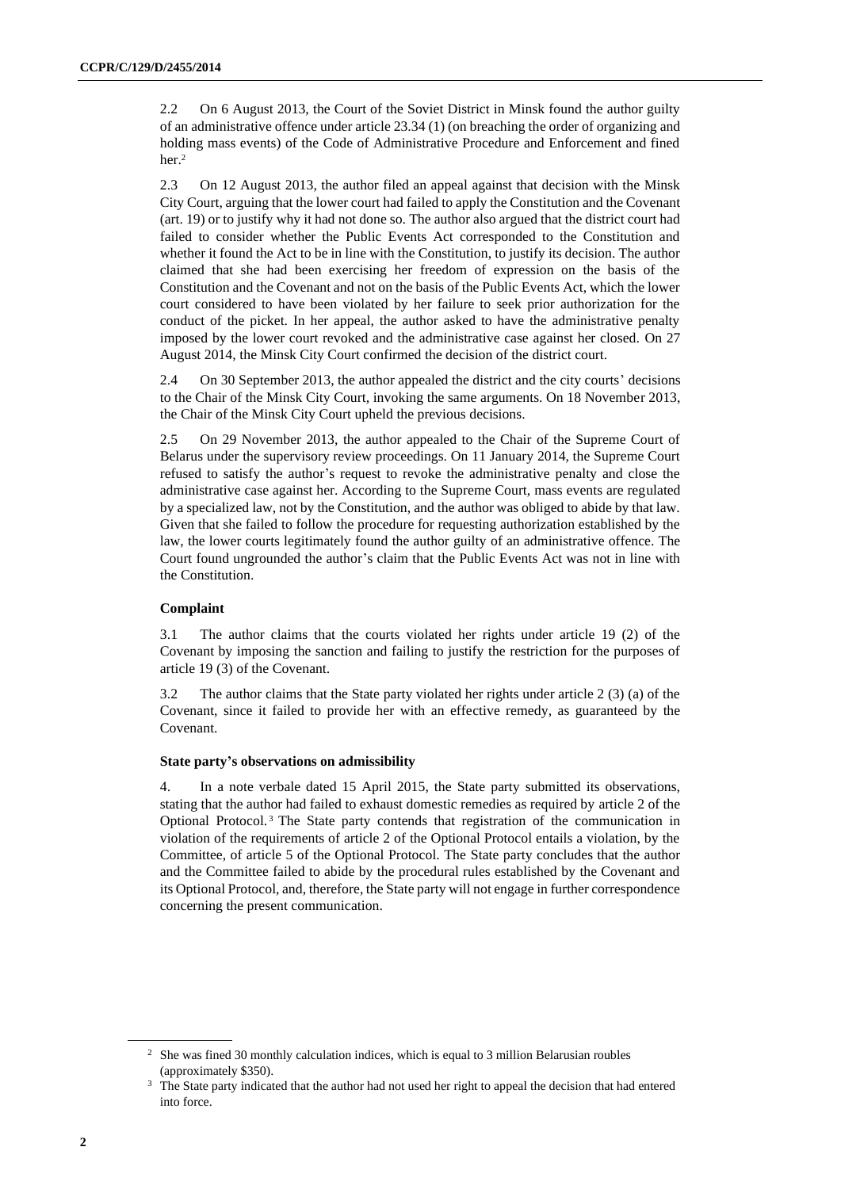2.2 On 6 August 2013, the Court of the Soviet District in Minsk found the author guilty of an administrative offence under article 23.34 (1) (on breaching the order of organizing and holding mass events) of the Code of Administrative Procedure and Enforcement and fined her.[2]

2.3 On 12 August 2013, the author filed an appeal against that decision with the Minsk City Court, arguing that the lower court had failed to apply the Constitution and the Covenant (art. 19) or to justify why it had not done so. The author also argued that the district court had failed to consider whether the Public Events Act corresponded to the Constitution and whether it found the Act to be in line with the Constitution, to justify its decision. The author claimed that she had been exercising her freedom of expression on the basis of the Constitution and the Covenant and not on the basis of the Public Events Act, which the lower court considered to have been violated by her failure to seek prior authorization for the conduct of the picket. In her appeal, the author asked to have the administrative penalty imposed by the lower court revoked and the administrative case against her closed. On 27 August 2014, the Minsk City Court confirmed the decision of the district court.

2.4 On 30 September 2013, the author appealed the district and the city courts' decisions to the Chair of the Minsk City Court, invoking the same arguments. On 18 November 2013, the Chair of the Minsk City Court upheld the previous decisions.

2.5 On 29 November 2013, the author appealed to the Chair of the Supreme Court of Belarus under the supervisory review proceedings. On 11 January 2014, the Supreme Court refused to satisfy the author's request to revoke the administrative penalty and close the administrative case against her. According to the Supreme Court, mass events are regulated by a specialized law, not by the Constitution, and the author was obliged to abide by that law. Given that she failed to follow the procedure for requesting authorization established by the law, the lower courts legitimately found the author guilty of an administrative offence. The Court found ungrounded the author's claim that the Public Events Act was not in line with the Constitution.

### Complaint

3.1 The author claims that the courts violated her rights under article 19 (2) of the Covenant by imposing the sanction and failing to justify the restriction for the purposes of article 19 (3) of the Covenant.

3.2 The author claims that the State party violated her rights under article 2 (3) (a) of the Covenant, since it failed to provide her with an effective remedy, as guaranteed by the Covenant.

### State party's observations on admissibility

4. In a note verbale dated 15 April 2015, the State party submitted its observations, stating that the author had failed to exhaust domestic remedies as required by article 2 of the Optional Protocol.[3] The State party contends that registration of the communication in violation of the requirements of article 2 of the Optional Protocol entails a violation, by the Committee, of article 5 of the Optional Protocol. The State party concludes that the author and the Committee failed to abide by the procedural rules established by the Covenant and its Optional Protocol, and, therefore, the State party will not engage in further correspondence concerning the present communication.

---

[2] She was fined 30 monthly calculation indices, which is equal to 3 million Belarusian roubles (approximately $350).

[3] The State party indicated that the author had not used her right to appeal the decision that had entered into force.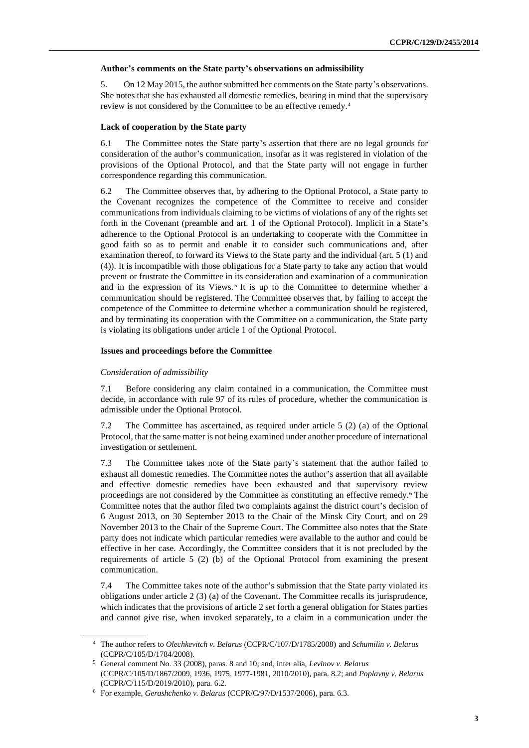### Author's comments on the State party's observations on admissibility

5. On 12 May 2015, the author submitted her comments on the State party's observations. She notes that she has exhausted all domestic remedies, bearing in mind that the supervisory review is not considered by the Committee to be an effective remedy.[4]

### Lack of cooperation by the State party

6.1 The Committee notes the State party's assertion that there are no legal grounds for consideration of the author's communication, insofar as it was registered in violation of the provisions of the Optional Protocol, and that the State party will not engage in further correspondence regarding this communication.

6.2 The Committee observes that, by adhering to the Optional Protocol, a State party to the Covenant recognizes the competence of the Committee to receive and consider communications from individuals claiming to be victims of violations of any of the rights set forth in the Covenant (preamble and art. 1 of the Optional Protocol). Implicit in a State's adherence to the Optional Protocol is an undertaking to cooperate with the Committee in good faith so as to permit and enable it to consider such communications and, after examination thereof, to forward its Views to the State party and the individual (art. 5 (1) and (4)). It is incompatible with those obligations for a State party to take any action that would prevent or frustrate the Committee in its consideration and examination of a communication and in the expression of its Views.[5] It is up to the Committee to determine whether a communication should be registered. The Committee observes that, by failing to accept the competence of the Committee to determine whether a communication should be registered, and by terminating its cooperation with the Committee on a communication, the State party is violating its obligations under article 1 of the Optional Protocol.

### Issues and proceedings before the Committee

#### *Consideration of admissibility*

7.1 Before considering any claim contained in a communication, the Committee must decide, in accordance with rule 97 of its rules of procedure, whether the communication is admissible under the Optional Protocol.

7.2 The Committee has ascertained, as required under article 5 (2) (a) of the Optional Protocol, that the same matter is not being examined under another procedure of international investigation or settlement.

7.3 The Committee takes note of the State party's statement that the author failed to exhaust all domestic remedies. The Committee notes the author's assertion that all available and effective domestic remedies have been exhausted and that supervisory review proceedings are not considered by the Committee as constituting an effective remedy.[6] The Committee notes that the author filed two complaints against the district court's decision of 6 August 2013, on 30 September 2013 to the Chair of the Minsk City Court, and on 29 November 2013 to the Chair of the Supreme Court. The Committee also notes that the State party does not indicate which particular remedies were available to the author and could be effective in her case. Accordingly, the Committee considers that it is not precluded by the requirements of article 5 (2) (b) of the Optional Protocol from examining the present communication.

7.4 The Committee takes note of the author's submission that the State party violated its obligations under article 2 (3) (a) of the Covenant. The Committee recalls its jurisprudence, which indicates that the provisions of article 2 set forth a general obligation for States parties and cannot give rise, when invoked separately, to a claim in a communication under the

---

[4] The author refers to *Olechkevitch v. Belarus* (CCPR/C/107/D/1785/2008) and *Schumilin v. Belarus* (CCPR/C/105/D/1784/2008).

[5] General comment No. 33 (2008), paras. 8 and 10; and, inter alia, *Levinov v. Belarus* (CCPR/C/105/D/1867/2009, 1936, 1975, 1977-1981, 2010/2010), para. 8.2; and *Poplavny v. Belarus* (CCPR/C/115/D/2019/2010), para. 6.2.

[6] For example, *Gerashchenko v. Belarus* (CCPR/C/97/D/1537/2006), para. 6.3.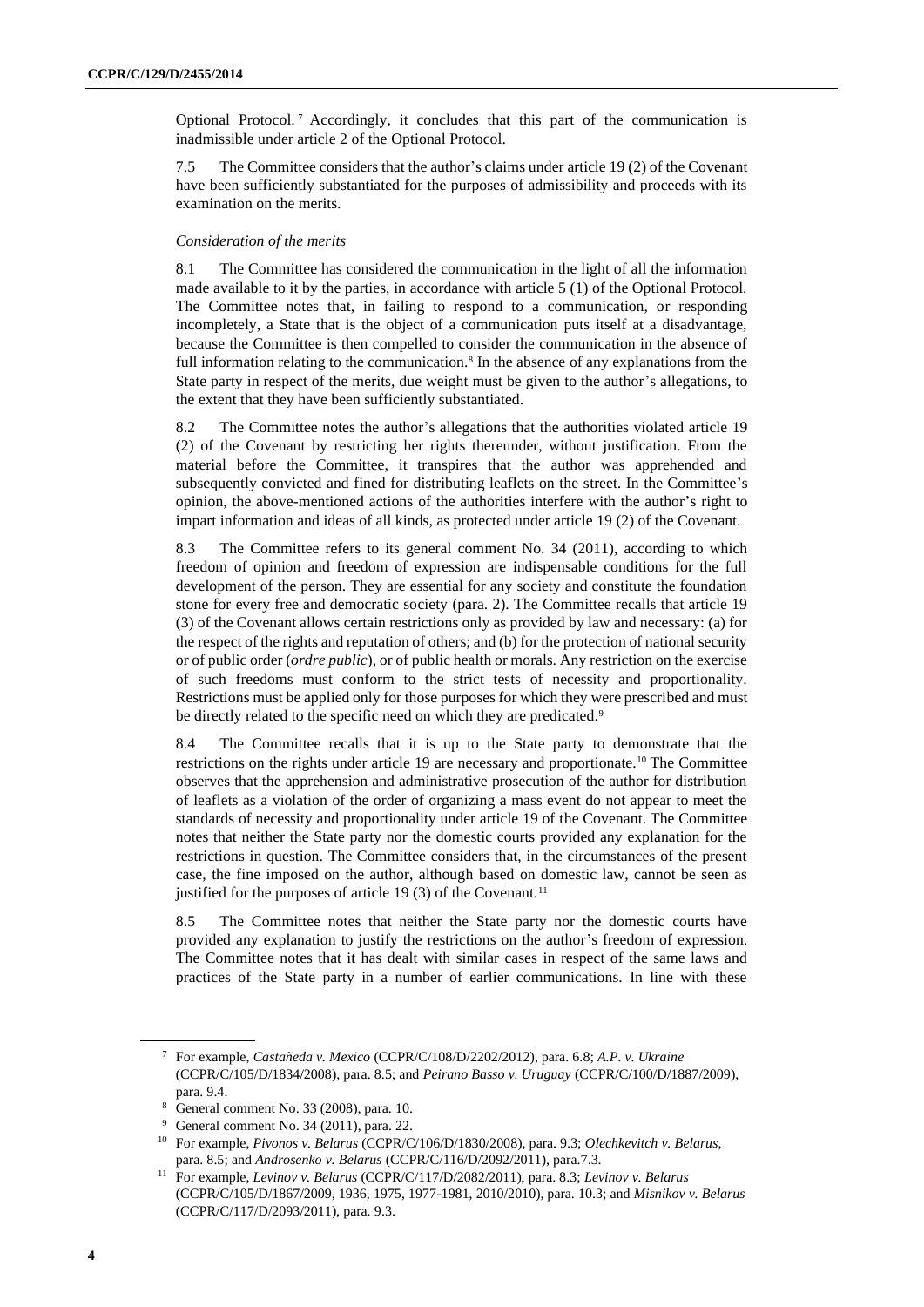Optional Protocol.[7] Accordingly, it concludes that this part of the communication is inadmissible under article 2 of the Optional Protocol.

7.5 The Committee considers that the author's claims under article 19 (2) of the Covenant have been sufficiently substantiated for the purposes of admissibility and proceeds with its examination on the merits.

*Consideration of the merits*

8.1 The Committee has considered the communication in the light of all the information made available to it by the parties, in accordance with article 5 (1) of the Optional Protocol. The Committee notes that, in failing to respond to a communication, or responding incompletely, a State that is the object of a communication puts itself at a disadvantage, because the Committee is then compelled to consider the communication in the absence of full information relating to the communication.[8] In the absence of any explanations from the State party in respect of the merits, due weight must be given to the author's allegations, to the extent that they have been sufficiently substantiated.

8.2 The Committee notes the author's allegations that the authorities violated article 19 (2) of the Covenant by restricting her rights thereunder, without justification. From the material before the Committee, it transpires that the author was apprehended and subsequently convicted and fined for distributing leaflets on the street. In the Committee's opinion, the above-mentioned actions of the authorities interfere with the author's right to impart information and ideas of all kinds, as protected under article 19 (2) of the Covenant.

8.3 The Committee refers to its general comment No. 34 (2011), according to which freedom of opinion and freedom of expression are indispensable conditions for the full development of the person. They are essential for any society and constitute the foundation stone for every free and democratic society (para. 2). The Committee recalls that article 19 (3) of the Covenant allows certain restrictions only as provided by law and necessary: (a) for the respect of the rights and reputation of others; and (b) for the protection of national security or of public order (*ordre public*), or of public health or morals. Any restriction on the exercise of such freedoms must conform to the strict tests of necessity and proportionality. Restrictions must be applied only for those purposes for which they were prescribed and must be directly related to the specific need on which they are predicated.[9]

8.4 The Committee recalls that it is up to the State party to demonstrate that the restrictions on the rights under article 19 are necessary and proportionate.[10] The Committee observes that the apprehension and administrative prosecution of the author for distribution of leaflets as a violation of the order of organizing a mass event do not appear to meet the standards of necessity and proportionality under article 19 of the Covenant. The Committee notes that neither the State party nor the domestic courts provided any explanation for the restrictions in question. The Committee considers that, in the circumstances of the present case, the fine imposed on the author, although based on domestic law, cannot be seen as justified for the purposes of article 19 (3) of the Covenant.[11]

8.5 The Committee notes that neither the State party nor the domestic courts have provided any explanation to justify the restrictions on the author's freedom of expression. The Committee notes that it has dealt with similar cases in respect of the same laws and practices of the State party in a number of earlier communications. In line with these

---

[7] For example, *Castañeda v. Mexico* (CCPR/C/108/D/2202/2012), para. 6.8; *A.P. v. Ukraine* (CCPR/C/105/D/1834/2008), para. 8.5; and *Peirano Basso v. Uruguay* (CCPR/C/100/D/1887/2009), para. 9.4.

[8] General comment No. 33 (2008), para. 10.

[9] General comment No. 34 (2011), para. 22.

[10] For example, *Pivonos v. Belarus* (CCPR/C/106/D/1830/2008), para. 9.3; *Olechkevitch v. Belarus*, para. 8.5; and *Androsenko v. Belarus* (CCPR/C/116/D/2092/2011), para.7.3.

[11] For example, *Levinov v. Belarus* (CCPR/C/117/D/2082/2011), para. 8.3; *Levinov v. Belarus* (CCPR/C/105/D/1867/2009, 1936, 1975, 1977-1981, 2010/2010), para. 10.3; and *Misnikov v. Belarus* (CCPR/C/117/D/2093/2011), para. 9.3.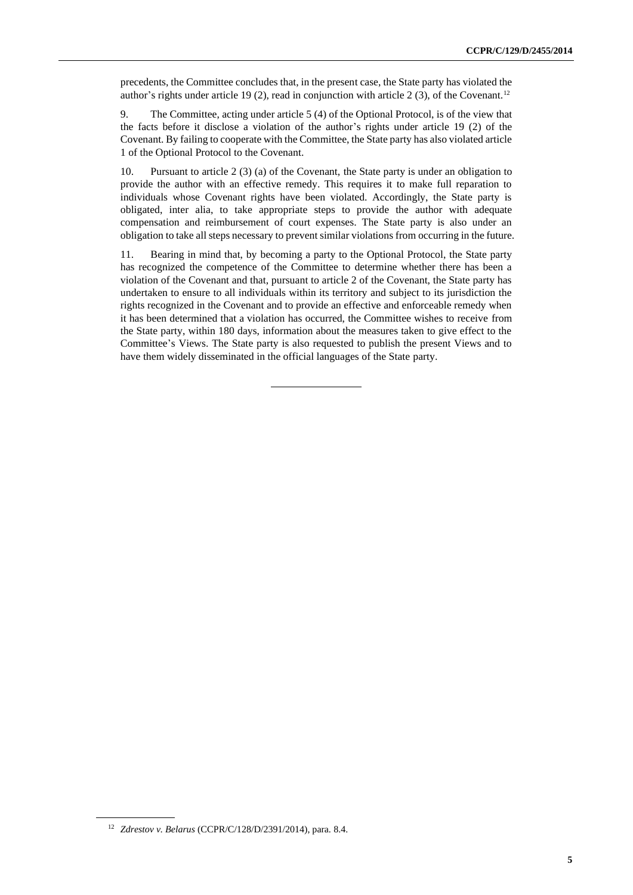precedents, the Committee concludes that, in the present case, the State party has violated the author's rights under article 19 (2), read in conjunction with article 2 (3), of the Covenant.[12]

9. The Committee, acting under article 5 (4) of the Optional Protocol, is of the view that the facts before it disclose a violation of the author's rights under article 19 (2) of the Covenant. By failing to cooperate with the Committee, the State party has also violated article 1 of the Optional Protocol to the Covenant.

10. Pursuant to article 2 (3) (a) of the Covenant, the State party is under an obligation to provide the author with an effective remedy. This requires it to make full reparation to individuals whose Covenant rights have been violated. Accordingly, the State party is obligated, inter alia, to take appropriate steps to provide the author with adequate compensation and reimbursement of court expenses. The State party is also under an obligation to take all steps necessary to prevent similar violations from occurring in the future.

11. Bearing in mind that, by becoming a party to the Optional Protocol, the State party has recognized the competence of the Committee to determine whether there has been a violation of the Covenant and that, pursuant to article 2 of the Covenant, the State party has undertaken to ensure to all individuals within its territory and subject to its jurisdiction the rights recognized in the Covenant and to provide an effective and enforceable remedy when it has been determined that a violation has occurred, the Committee wishes to receive from the State party, within 180 days, information about the measures taken to give effect to the Committee's Views. The State party is also requested to publish the present Views and to have them widely disseminated in the official languages of the State party.

---

[12] *Zdrestov v. Belarus* (CCPR/C/128/D/2391/2014), para. 8.4.